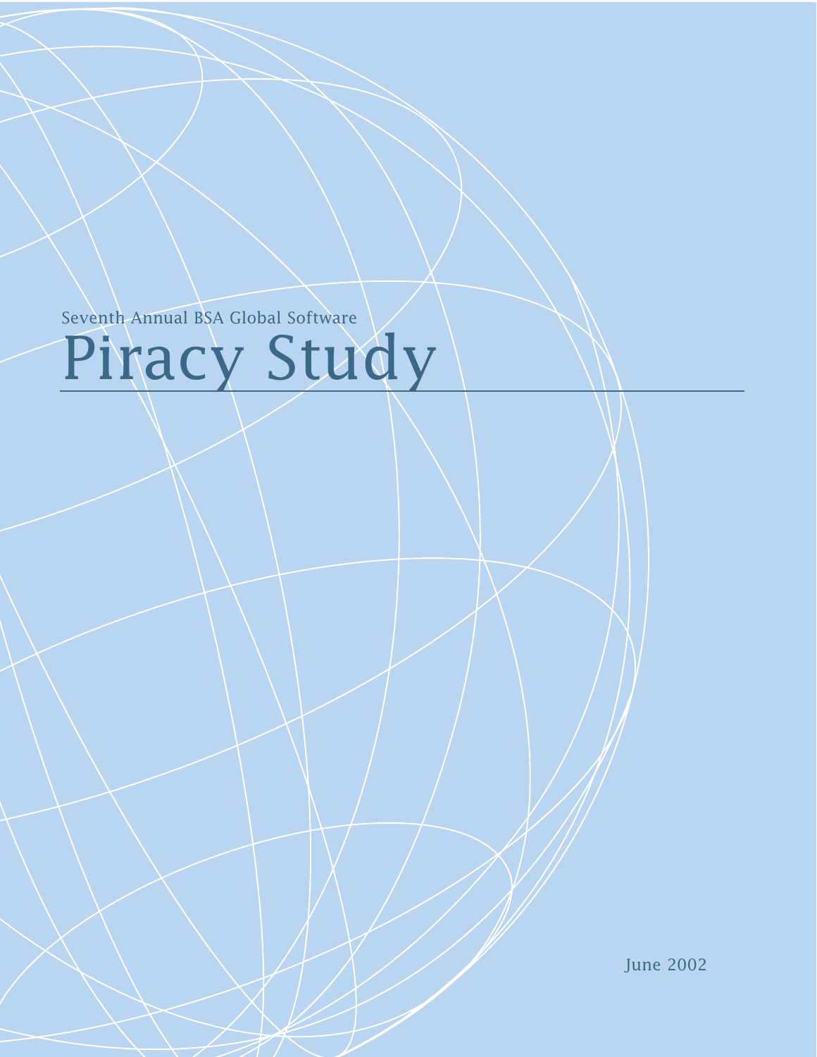Seventh Annual BSA Global Software

# Piracy Study

June 2002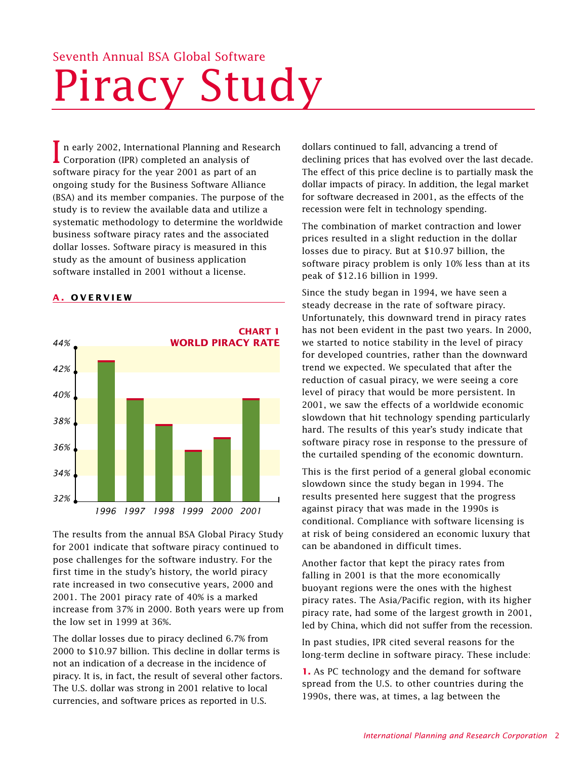Seventh Annual BSA Global Software

# Piracy Study

In early 2002, International Planning and Research Corporation (IPR) completed an analysis of software piracy for the year 2001 as part of an ongoing study for the Business Software Alliance (BSA) and its member companies. The purpose of the study is to review the available data and utilize a systematic methodology to determine the worldwide business software piracy rates and the associated dollar losses. Software piracy is measured in this study as the amount of business application software installed in 2001 without a license.

## A. OVERVIEW

**CHART 1**
**WORLD PIRACY RATE**

| Year | Piracy Rate |
|---|---|
| 1996 | 43% |
| 1997 | 40% |
| 1998 | 38% |
| 1999 | 36% |
| 2000 | 37% |
| 2001 | 40% |

The results from the annual BSA Global Piracy Study for 2001 indicate that software piracy continued to pose challenges for the software industry. For the first time in the study's history, the world piracy rate increased in two consecutive years, 2000 and 2001. The 2001 piracy rate of 40% is a marked increase from 37% in 2000. Both years were up from the low set in 1999 at 36%.

The dollar losses due to piracy declined 6.7% from 2000 to $10.97 billion. This decline in dollar terms is not an indication of a decrease in the incidence of piracy. It is, in fact, the result of several other factors. The U.S. dollar was strong in 2001 relative to local currencies, and software prices as reported in U.S. dollars continued to fall, advancing a trend of declining prices that has evolved over the last decade. The effect of this price decline is to partially mask the dollar impacts of piracy. In addition, the legal market for software decreased in 2001, as the effects of the recession were felt in technology spending.

The combination of market contraction and lower prices resulted in a slight reduction in the dollar losses due to piracy. But at $10.97 billion, the software piracy problem is only 10% less than at its peak of $12.16 billion in 1999.

Since the study began in 1994, we have seen a steady decrease in the rate of software piracy. Unfortunately, this downward trend in piracy rates has not been evident in the past two years. In 2000, we started to notice stability in the level of piracy for developed countries, rather than the downward trend we expected. We speculated that after the reduction of casual piracy, we were seeing a core level of piracy that would be more persistent. In 2001, we saw the effects of a worldwide economic slowdown that hit technology spending particularly hard. The results of this year's study indicate that software piracy rose in response to the pressure of the curtailed spending of the economic downturn.

This is the first period of a general global economic slowdown since the study began in 1994. The results presented here suggest that the progress against piracy that was made in the 1990s is conditional. Compliance with software licensing is at risk of being considered an economic luxury that can be abandoned in difficult times.

Another factor that kept the piracy rates from falling in 2001 is that the more economically buoyant regions were the ones with the highest piracy rates. The Asia/Pacific region, with its higher piracy rate, had some of the largest growth in 2001, led by China, which did not suffer from the recession.

In past studies, IPR cited several reasons for the long-term decline in software piracy. These include:

**1.** As PC technology and the demand for software spread from the U.S. to other countries during the 1990s, there was, at times, a lag between the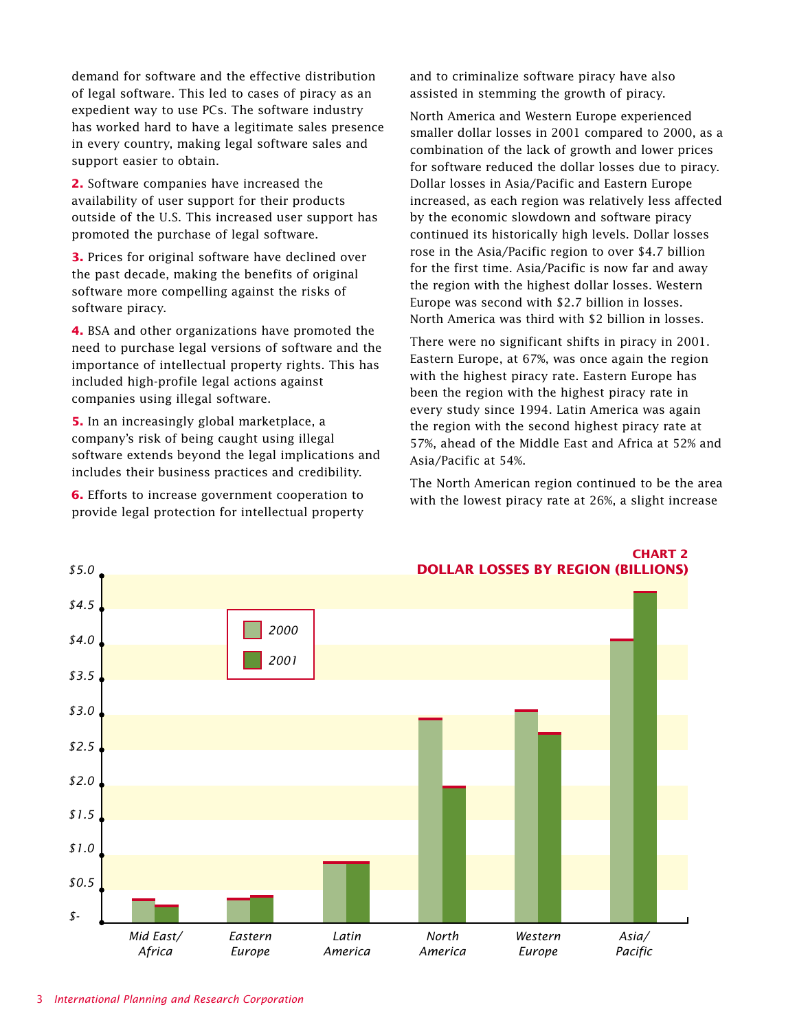demand for software and the effective distribution of legal software. This led to cases of piracy as an expedient way to use PCs. The software industry has worked hard to have a legitimate sales presence in every country, making legal software sales and support easier to obtain.

**2.** Software companies have increased the availability of user support for their products outside of the U.S. This increased user support has promoted the purchase of legal software.

**3.** Prices for original software have declined over the past decade, making the benefits of original software more compelling against the risks of software piracy.

**4.** BSA and other organizations have promoted the need to purchase legal versions of software and the importance of intellectual property rights. This has included high-profile legal actions against companies using illegal software.

**5.** In an increasingly global marketplace, a company's risk of being caught using illegal software extends beyond the legal implications and includes their business practices and credibility.

**6.** Efforts to increase government cooperation to provide legal protection for intellectual property and to criminalize software piracy have also assisted in stemming the growth of piracy.

North America and Western Europe experienced smaller dollar losses in 2001 compared to 2000, as a combination of the lack of growth and lower prices for software reduced the dollar losses due to piracy. Dollar losses in Asia/Pacific and Eastern Europe increased, as each region was relatively less affected by the economic slowdown and software piracy continued its historically high levels. Dollar losses rose in the Asia/Pacific region to over $4.7 billion for the first time. Asia/Pacific is now far and away the region with the highest dollar losses. Western Europe was second with $2.7 billion in losses. North America was third with $2 billion in losses.

There were no significant shifts in piracy in 2001. Eastern Europe, at 67%, was once again the region with the highest piracy rate. Eastern Europe has been the region with the highest piracy rate in every study since 1994. Latin America was again the region with the second highest piracy rate at 57%, ahead of the Middle East and Africa at 52% and Asia/Pacific at 54%.

The North American region continued to be the area with the lowest piracy rate at 26%, a slight increase

**CHART 2**
**DOLLAR LOSSES BY REGION (BILLIONS)**

| Region | 2000 | 2001 |
|---|---|---|
| Mid East/ Africa | ~$0.3 | ~$0.2 |
| Eastern Europe | ~$0.3 | ~$0.35 |
| Latin America | ~$0.8 | ~$0.8 |
| North America | ~$2.9 | ~$1.9 |
| Western Europe | ~$3.0 | ~$2.7 |
| Asia/ Pacific | ~$4.0 | ~$4.7 |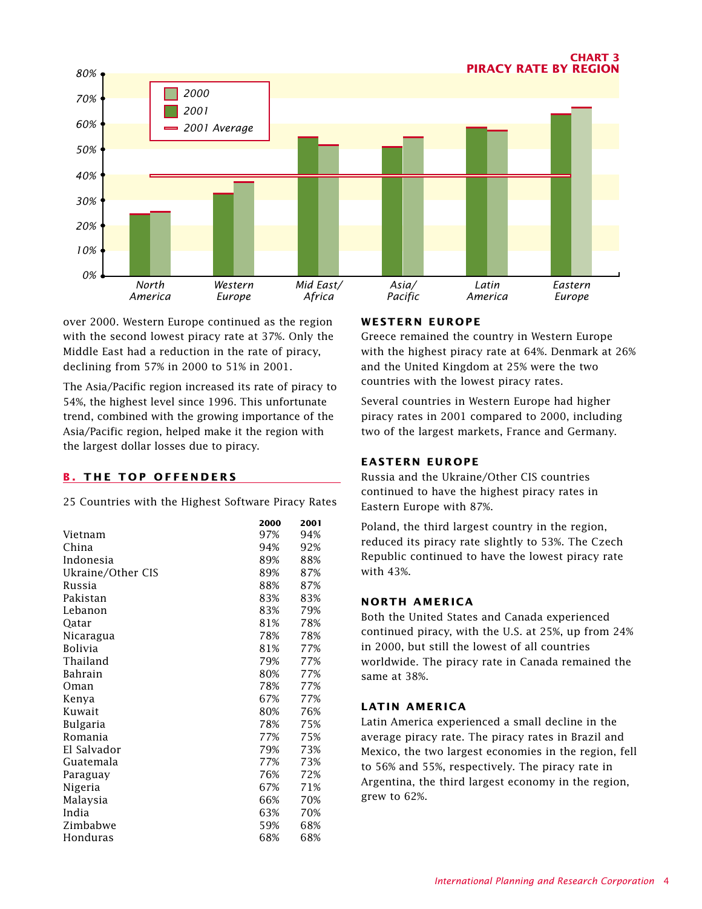**CHART 3**
**PIRACY RATE BY REGION**

over 2000. Western Europe continued as the region with the second lowest piracy rate at 37%. Only the Middle East had a reduction in the rate of piracy, declining from 57% in 2000 to 51% in 2001.

The Asia/Pacific region increased its rate of piracy to 54%, the highest level since 1996. This unfortunate trend, combined with the growing importance of the Asia/Pacific region, helped make it the region with the largest dollar losses due to piracy.

## B. THE TOP OFFENDERS

25 Countries with the Highest Software Piracy Rates

| | 2000 | 2001 |
|---|---|---|
| Vietnam | 97% | 94% |
| China | 94% | 92% |
| Indonesia | 89% | 88% |
| Ukraine/Other CIS | 89% | 87% |
| Russia | 88% | 87% |
| Pakistan | 83% | 83% |
| Lebanon | 83% | 79% |
| Qatar | 81% | 78% |
| Nicaragua | 78% | 78% |
| Bolivia | 81% | 77% |
| Thailand | 79% | 77% |
| Bahrain | 80% | 77% |
| Oman | 78% | 77% |
| Kenya | 67% | 77% |
| Kuwait | 80% | 76% |
| Bulgaria | 78% | 75% |
| Romania | 77% | 75% |
| El Salvador | 79% | 73% |
| Guatemala | 77% | 73% |
| Paraguay | 76% | 72% |
| Nigeria | 67% | 71% |
| Malaysia | 66% | 70% |
| India | 63% | 70% |
| Zimbabwe | 59% | 68% |
| Honduras | 68% | 68% |

### WESTERN EUROPE

Greece remained the country in Western Europe with the highest piracy rate at 64%. Denmark at 26% and the United Kingdom at 25% were the two countries with the lowest piracy rates.

Several countries in Western Europe had higher piracy rates in 2001 compared to 2000, including two of the largest markets, France and Germany.

### EASTERN EUROPE

Russia and the Ukraine/Other CIS countries continued to have the highest piracy rates in Eastern Europe with 87%.

Poland, the third largest country in the region, reduced its piracy rate slightly to 53%. The Czech Republic continued to have the lowest piracy rate with 43%.

### NORTH AMERICA

Both the United States and Canada experienced continued piracy, with the U.S. at 25%, up from 24% in 2000, but still the lowest of all countries worldwide. The piracy rate in Canada remained the same at 38%.

### LATIN AMERICA

Latin America experienced a small decline in the average piracy rate. The piracy rates in Brazil and Mexico, the two largest economies in the region, fell to 56% and 55%, respectively. The piracy rate in Argentina, the third largest economy in the region, grew to 62%.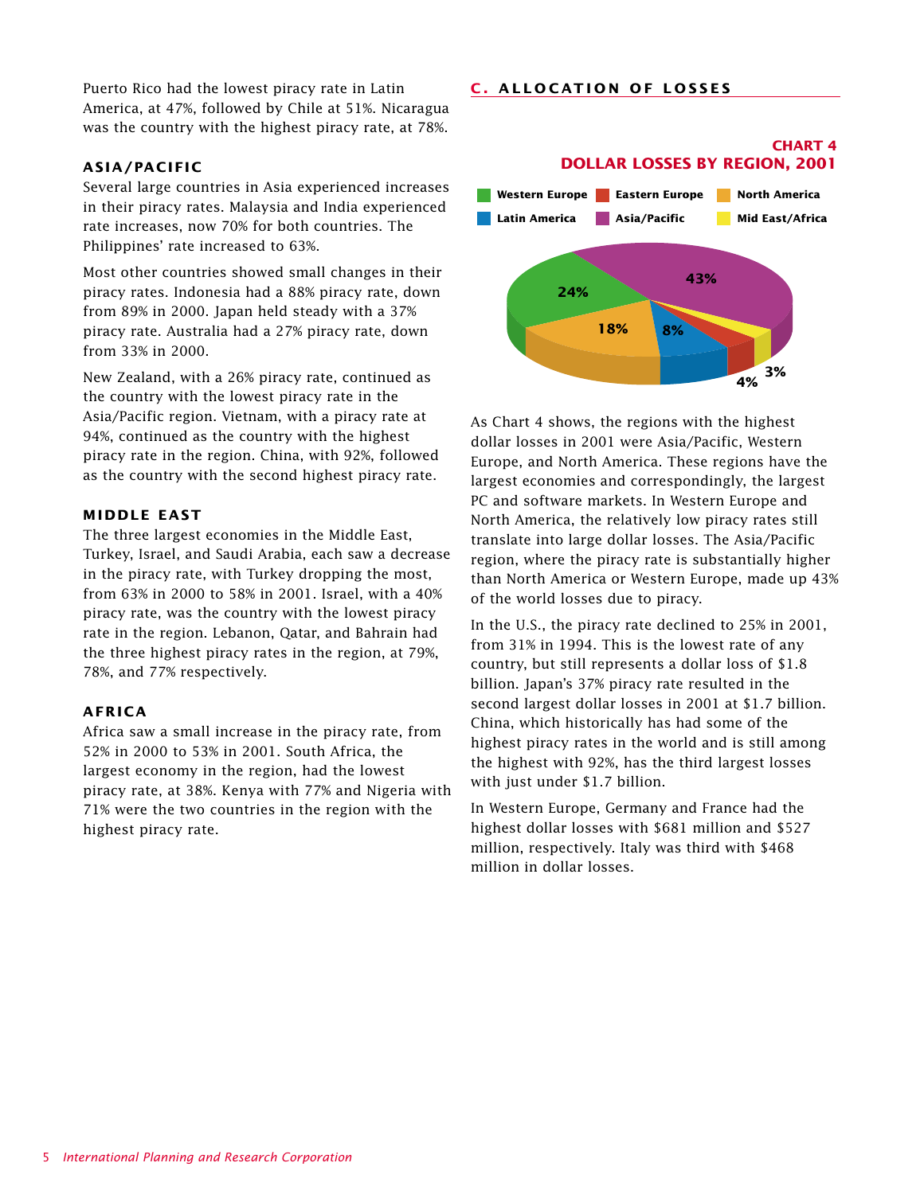Puerto Rico had the lowest piracy rate in Latin America, at 47%, followed by Chile at 51%. Nicaragua was the country with the highest piracy rate, at 78%.

### ASIA/PACIFIC

Several large countries in Asia experienced increases in their piracy rates. Malaysia and India experienced rate increases, now 70% for both countries. The Philippines' rate increased to 63%.

Most other countries showed small changes in their piracy rates. Indonesia had a 88% piracy rate, down from 89% in 2000. Japan held steady with a 37% piracy rate. Australia had a 27% piracy rate, down from 33% in 2000.

New Zealand, with a 26% piracy rate, continued as the country with the lowest piracy rate in the Asia/Pacific region. Vietnam, with a piracy rate at 94%, continued as the country with the highest piracy rate in the region. China, with 92%, followed as the country with the second highest piracy rate.

### MIDDLE EAST

The three largest economies in the Middle East, Turkey, Israel, and Saudi Arabia, each saw a decrease in the piracy rate, with Turkey dropping the most, from 63% in 2000 to 58% in 2001. Israel, with a 40% piracy rate, was the country with the lowest piracy rate in the region. Lebanon, Qatar, and Bahrain had the three highest piracy rates in the region, at 79%, 78%, and 77% respectively.

### AFRICA

Africa saw a small increase in the piracy rate, from 52% in 2000 to 53% in 2001. South Africa, the largest economy in the region, had the lowest piracy rate, at 38%. Kenya with 77% and Nigeria with 71% were the two countries in the region with the highest piracy rate.

## C. ALLOCATION OF LOSSES

**CHART 4**
**DOLLAR LOSSES BY REGION, 2001**

| Region | Share of Dollar Losses |
|---|---|
| Western Europe | 24% |
| Eastern Europe | 4% |
| North America | 18% |
| Latin America | 8% |
| Asia/Pacific | 43% |
| Mid East/Africa | 3% |

As Chart 4 shows, the regions with the highest dollar losses in 2001 were Asia/Pacific, Western Europe, and North America. These regions have the largest economies and correspondingly, the largest PC and software markets. In Western Europe and North America, the relatively low piracy rates still translate into large dollar losses. The Asia/Pacific region, where the piracy rate is substantially higher than North America or Western Europe, made up 43% of the world losses due to piracy.

In the U.S., the piracy rate declined to 25% in 2001, from 31% in 1994. This is the lowest rate of any country, but still represents a dollar loss of $1.8 billion. Japan's 37% piracy rate resulted in the second largest dollar losses in 2001 at $1.7 billion. China, which historically has had some of the highest piracy rates in the world and is still among the highest with 92%, has the third largest losses with just under $1.7 billion.

In Western Europe, Germany and France had the highest dollar losses with $681 million and $527 million, respectively. Italy was third with $468 million in dollar losses.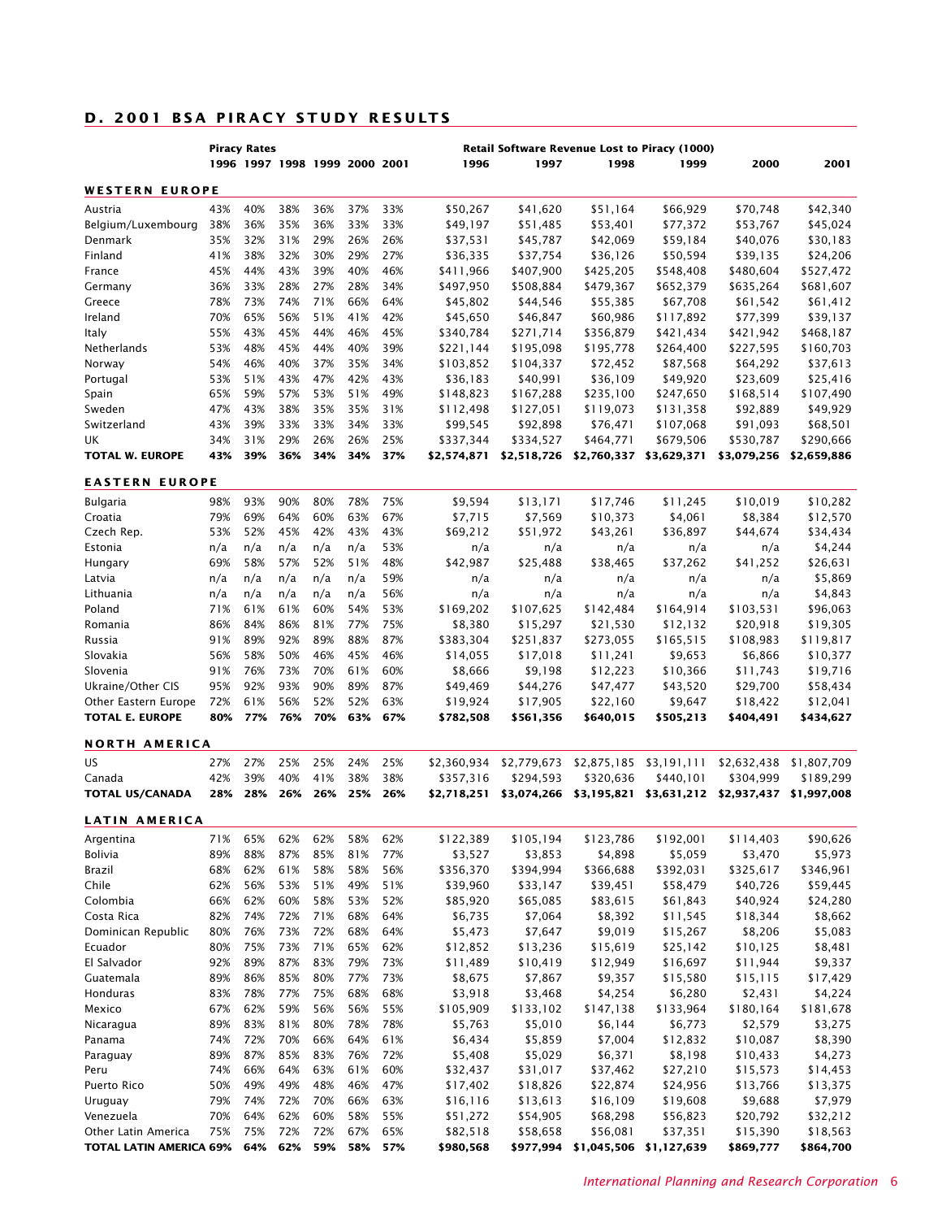## D. 2001 BSA PIRACY STUDY RESULTS

| | Piracy Rates | | | | | | Retail Software Revenue Lost to Piracy (1000) | | | | | |
|---|---|---|---|---|---|---|---|---|---|---|---|---|
| | 1996 | 1997 | 1998 | 1999 | 2000 | 2001 | 1996 | 1997 | 1998 | 1999 | 2000 | 2001 |
| **WESTERN EUROPE** | | | | | | | | | | | | |
| Austria | 43% | 40% | 38% | 36% | 37% | 33% | $50,267 | $41,620 | $51,164 | $66,929 | $70,748 | $42,340 |
| Belgium/Luxembourg | 38% | 36% | 35% | 36% | 33% | 33% | $49,197 | $51,485 | $53,401 | $77,372 | $53,767 | $45,024 |
| Denmark | 35% | 32% | 31% | 29% | 26% | 26% | $37,531 | $45,787 | $42,069 | $59,184 | $40,076 | $30,183 |
| Finland | 41% | 38% | 32% | 30% | 29% | 27% | $36,335 | $37,754 | $36,126 | $50,594 | $39,135 | $24,206 |
| France | 45% | 44% | 43% | 39% | 40% | 46% | $411,966 | $407,900 | $425,205 | $548,408 | $480,604 | $527,472 |
| Germany | 36% | 33% | 28% | 27% | 28% | 34% | $497,950 | $508,884 | $479,367 | $652,379 | $635,264 | $681,607 |
| Greece | 78% | 73% | 74% | 71% | 66% | 64% | $45,802 | $44,546 | $55,385 | $67,708 | $61,542 | $61,412 |
| Ireland | 70% | 65% | 56% | 51% | 41% | 42% | $45,650 | $46,847 | $60,986 | $117,892 | $77,399 | $39,137 |
| Italy | 55% | 43% | 45% | 44% | 46% | 45% | $340,784 | $271,714 | $356,879 | $421,434 | $421,942 | $468,187 |
| Netherlands | 53% | 48% | 45% | 44% | 40% | 39% | $221,144 | $195,098 | $195,778 | $264,400 | $227,595 | $160,703 |
| Norway | 54% | 46% | 40% | 37% | 35% | 34% | $103,852 | $104,337 | $72,452 | $87,568 | $64,292 | $37,613 |
| Portugal | 53% | 51% | 43% | 47% | 42% | 43% | $36,183 | $40,991 | $36,109 | $49,920 | $23,609 | $25,416 |
| Spain | 65% | 59% | 57% | 53% | 51% | 49% | $148,823 | $167,288 | $235,100 | $247,650 | $168,514 | $107,490 |
| Sweden | 47% | 43% | 38% | 35% | 35% | 31% | $112,498 | $127,051 | $119,073 | $131,358 | $92,889 | $49,929 |
| Switzerland | 43% | 39% | 33% | 33% | 34% | 33% | $99,545 | $92,898 | $76,471 | $107,068 | $91,093 | $68,501 |
| UK | 34% | 31% | 29% | 26% | 26% | 25% | $337,344 | $334,527 | $464,771 | $679,506 | $530,787 | $290,666 |
| **TOTAL W. EUROPE** | **43%** | **39%** | **36%** | **34%** | **34%** | **37%** | **$2,574,871** | **$2,518,726** | **$2,760,337** | **$3,629,371** | **$3,079,256** | **$2,659,886** |
| **EASTERN EUROPE** | | | | | | | | | | | | |
| Bulgaria | 98% | 93% | 90% | 80% | 78% | 75% | $9,594 | $13,171 | $17,746 | $11,245 | $10,019 | $10,282 |
| Croatia | 79% | 69% | 64% | 60% | 63% | 67% | $7,715 | $7,569 | $10,373 | $4,061 | $8,384 | $12,570 |
| Czech Rep. | 53% | 52% | 45% | 42% | 43% | 43% | $69,212 | $51,972 | $43,261 | $36,897 | $44,674 | $34,434 |
| Estonia | n/a | n/a | n/a | n/a | n/a | 53% | n/a | n/a | n/a | n/a | n/a | $4,244 |
| Hungary | 69% | 58% | 57% | 52% | 51% | 48% | $42,987 | $25,488 | $38,465 | $37,262 | $41,252 | $26,631 |
| Latvia | n/a | n/a | n/a | n/a | n/a | 59% | n/a | n/a | n/a | n/a | n/a | $5,869 |
| Lithuania | n/a | n/a | n/a | n/a | n/a | 56% | n/a | n/a | n/a | n/a | n/a | $4,843 |
| Poland | 71% | 61% | 61% | 60% | 54% | 53% | $169,202 | $107,625 | $142,484 | $164,914 | $103,531 | $96,063 |
| Romania | 86% | 84% | 86% | 81% | 77% | 75% | $8,380 | $15,297 | $21,530 | $12,132 | $20,918 | $19,305 |
| Russia | 91% | 89% | 92% | 89% | 88% | 87% | $383,304 | $251,837 | $273,055 | $165,515 | $108,983 | $119,817 |
| Slovakia | 56% | 58% | 50% | 46% | 45% | 46% | $14,055 | $17,018 | $11,241 | $9,653 | $6,866 | $10,377 |
| Slovenia | 91% | 76% | 73% | 70% | 61% | 60% | $8,666 | $9,198 | $12,223 | $10,366 | $11,743 | $19,716 |
| Ukraine/Other CIS | 95% | 92% | 93% | 90% | 89% | 87% | $49,469 | $44,276 | $47,477 | $43,520 | $29,700 | $58,434 |
| Other Eastern Europe | 72% | 61% | 56% | 52% | 52% | 63% | $19,924 | $17,905 | $22,160 | $9,647 | $18,422 | $12,041 |
| **TOTAL E. EUROPE** | **80%** | **77%** | **76%** | **70%** | **63%** | **67%** | **$782,508** | **$561,356** | **$640,015** | **$505,213** | **$404,491** | **$434,627** |
| **NORTH AMERICA** | | | | | | | | | | | | |
| US | 27% | 27% | 25% | 25% | 24% | 25% | $2,360,934 | $2,779,673 | $2,875,185 | $3,191,111 | $2,632,438 | $1,807,709 |
| Canada | 42% | 39% | 40% | 41% | 38% | 38% | $357,316 | $294,593 | $320,636 | $440,101 | $304,999 | $189,299 |
| **TOTAL US/CANADA** | **28%** | **28%** | **26%** | **26%** | **25%** | **26%** | **$2,718,251** | **$3,074,266** | **$3,195,821** | **$3,631,212** | **$2,937,437** | **$1,997,008** |
| **LATIN AMERICA** | | | | | | | | | | | | |
| Argentina | 71% | 65% | 62% | 62% | 58% | 62% | $122,389 | $105,194 | $123,786 | $192,001 | $114,403 | $90,626 |
| Bolivia | 89% | 88% | 87% | 85% | 81% | 77% | $3,527 | $3,853 | $4,898 | $5,059 | $3,470 | $5,973 |
| Brazil | 68% | 62% | 61% | 58% | 58% | 56% | $356,370 | $394,994 | $366,688 | $392,031 | $325,617 | $346,961 |
| Chile | 62% | 56% | 53% | 51% | 49% | 51% | $39,960 | $33,147 | $39,451 | $58,479 | $40,726 | $59,445 |
| Colombia | 66% | 62% | 60% | 58% | 53% | 52% | $85,920 | $65,085 | $83,615 | $61,843 | $40,924 | $24,280 |
| Costa Rica | 82% | 74% | 72% | 71% | 68% | 64% | $6,735 | $7,064 | $8,392 | $11,545 | $18,344 | $8,662 |
| Dominican Republic | 80% | 76% | 73% | 72% | 68% | 64% | $5,473 | $7,647 | $9,019 | $15,267 | $8,206 | $5,083 |
| Ecuador | 80% | 75% | 73% | 71% | 65% | 62% | $12,852 | $13,236 | $15,619 | $25,142 | $10,125 | $8,481 |
| El Salvador | 92% | 89% | 87% | 83% | 79% | 73% | $11,489 | $10,419 | $12,949 | $16,697 | $11,944 | $9,337 |
| Guatemala | 89% | 86% | 85% | 80% | 77% | 73% | $8,675 | $7,867 | $9,357 | $15,580 | $15,115 | $17,429 |
| Honduras | 83% | 78% | 77% | 75% | 68% | 68% | $3,918 | $3,468 | $4,254 | $6,280 | $2,431 | $4,224 |
| Mexico | 67% | 62% | 59% | 56% | 56% | 55% | $105,909 | $133,102 | $147,138 | $133,964 | $180,164 | $181,678 |
| Nicaragua | 89% | 83% | 81% | 80% | 78% | 78% | $5,763 | $5,010 | $6,144 | $6,773 | $2,579 | $3,275 |
| Panama | 74% | 72% | 70% | 66% | 64% | 61% | $6,434 | $5,859 | $7,004 | $12,832 | $10,087 | $8,390 |
| Paraguay | 89% | 87% | 85% | 83% | 76% | 72% | $5,408 | $5,029 | $6,371 | $8,198 | $10,433 | $4,273 |
| Peru | 74% | 66% | 64% | 63% | 61% | 60% | $32,437 | $31,017 | $37,462 | $27,210 | $15,573 | $14,453 |
| Puerto Rico | 50% | 49% | 49% | 48% | 46% | 47% | $17,402 | $18,826 | $22,874 | $24,956 | $13,766 | $13,375 |
| Uruguay | 79% | 74% | 72% | 70% | 66% | 63% | $16,116 | $13,613 | $16,109 | $19,608 | $9,688 | $7,979 |
| Venezuela | 70% | 64% | 62% | 60% | 58% | 55% | $51,272 | $54,905 | $68,298 | $56,823 | $20,792 | $32,212 |
| Other Latin America | 75% | 75% | 72% | 72% | 67% | 65% | $82,518 | $58,658 | $56,081 | $37,351 | $15,390 | $18,563 |
| **TOTAL LATIN AMERICA** | **69%** | **64%** | **62%** | **59%** | **58%** | **57%** | **$980,568** | **$977,994** | **$1,045,506** | **$1,127,639** | **$869,777** | **$864,700** |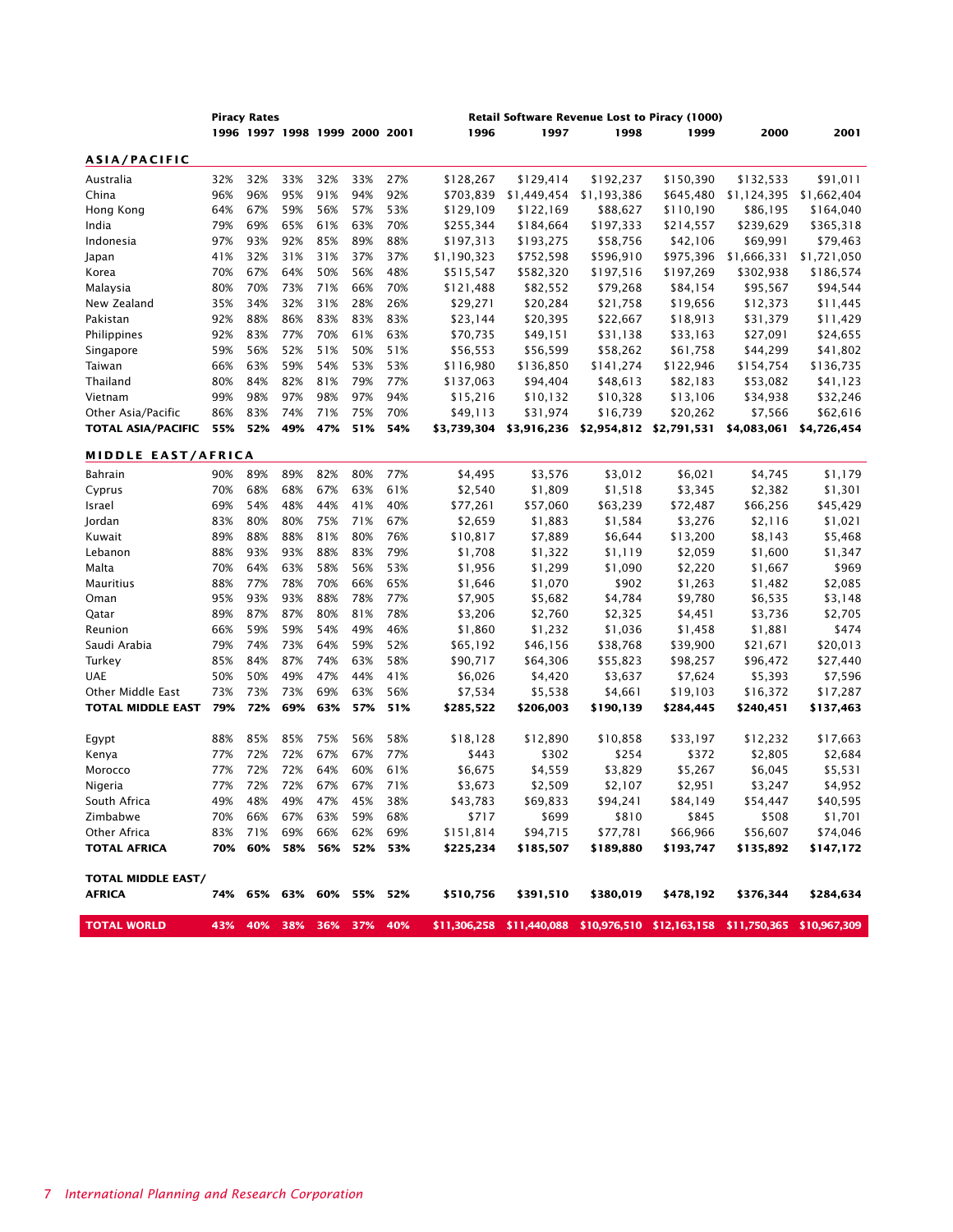| | Piracy Rates | | | | | | Retail Software Revenue Lost to Piracy (1000) | | | | | |
|---|---|---|---|---|---|---|---|---|---|---|---|---|
| | 1996 | 1997 | 1998 | 1999 | 2000 | 2001 | 1996 | 1997 | 1998 | 1999 | 2000 | 2001 |
| **ASIA/PACIFIC** | | | | | | | | | | | | |
| Australia | 32% | 32% | 33% | 32% | 33% | 27% | $128,267 | $129,414 | $192,237 | $150,390 | $132,533 | $91,011 |
| China | 96% | 96% | 95% | 91% | 94% | 92% | $703,839 | $1,449,454 | $1,193,386 | $645,480 | $1,124,395 | $1,662,404 |
| Hong Kong | 64% | 67% | 59% | 56% | 57% | 53% | $129,109 | $122,169 | $88,627 | $110,190 | $86,195 | $164,040 |
| India | 79% | 69% | 65% | 61% | 63% | 70% | $255,344 | $184,664 | $197,333 | $214,557 | $239,629 | $365,318 |
| Indonesia | 97% | 93% | 92% | 85% | 89% | 88% | $197,313 | $193,275 | $58,756 | $42,106 | $69,991 | $79,463 |
| Japan | 41% | 32% | 31% | 31% | 37% | 37% | $1,190,323 | $752,598 | $596,910 | $975,396 | $1,666,331 | $1,721,050 |
| Korea | 70% | 67% | 64% | 50% | 56% | 48% | $515,547 | $582,320 | $197,516 | $197,269 | $302,938 | $186,574 |
| Malaysia | 80% | 70% | 73% | 71% | 66% | 70% | $121,488 | $82,552 | $79,268 | $84,154 | $95,567 | $94,544 |
| New Zealand | 35% | 34% | 32% | 31% | 28% | 26% | $29,271 | $20,284 | $21,758 | $19,656 | $12,373 | $11,445 |
| Pakistan | 92% | 88% | 86% | 83% | 83% | 83% | $23,144 | $20,395 | $22,667 | $18,913 | $31,379 | $11,429 |
| Philippines | 92% | 83% | 77% | 70% | 61% | 63% | $70,735 | $49,151 | $31,138 | $33,163 | $27,091 | $24,655 |
| Singapore | 59% | 56% | 52% | 51% | 50% | 51% | $56,553 | $56,599 | $58,262 | $61,758 | $44,299 | $41,802 |
| Taiwan | 66% | 63% | 59% | 54% | 53% | 53% | $116,980 | $136,850 | $141,274 | $122,946 | $154,754 | $136,735 |
| Thailand | 80% | 84% | 82% | 81% | 79% | 77% | $137,063 | $94,404 | $48,613 | $82,183 | $53,082 | $41,123 |
| Vietnam | 99% | 98% | 97% | 98% | 97% | 94% | $15,216 | $10,132 | $10,328 | $13,106 | $34,938 | $32,246 |
| Other Asia/Pacific | 86% | 83% | 74% | 71% | 75% | 70% | $49,113 | $31,974 | $16,739 | $20,262 | $7,566 | $62,616 |
| **TOTAL ASIA/PACIFIC** | **55%** | **52%** | **49%** | **47%** | **51%** | **54%** | **$3,739,304** | **$3,916,236** | **$2,954,812** | **$2,791,531** | **$4,083,061** | **$4,726,454** |
| **MIDDLE EAST/AFRICA** | | | | | | | | | | | | |
| Bahrain | 90% | 89% | 89% | 82% | 80% | 77% | $4,495 | $3,576 | $3,012 | $6,021 | $4,745 | $1,179 |
| Cyprus | 70% | 68% | 68% | 67% | 63% | 61% | $2,540 | $1,809 | $1,518 | $3,345 | $2,382 | $1,301 |
| Israel | 69% | 54% | 48% | 44% | 41% | 40% | $77,261 | $57,060 | $63,239 | $72,487 | $66,256 | $45,429 |
| Jordan | 83% | 80% | 80% | 75% | 71% | 67% | $2,659 | $1,883 | $1,584 | $3,276 | $2,116 | $1,021 |
| Kuwait | 89% | 88% | 88% | 81% | 80% | 76% | $10,817 | $7,889 | $6,644 | $13,200 | $8,143 | $5,468 |
| Lebanon | 88% | 93% | 93% | 88% | 83% | 79% | $1,708 | $1,322 | $1,119 | $2,059 | $1,600 | $1,347 |
| Malta | 70% | 64% | 63% | 58% | 56% | 53% | $1,956 | $1,299 | $1,090 | $2,220 | $1,667 | $969 |
| Mauritius | 88% | 77% | 78% | 70% | 66% | 65% | $1,646 | $1,070 | $902 | $1,263 | $1,482 | $2,085 |
| Oman | 95% | 93% | 93% | 88% | 78% | 77% | $7,905 | $5,682 | $4,784 | $9,780 | $6,535 | $3,148 |
| Qatar | 89% | 87% | 87% | 80% | 81% | 78% | $3,206 | $2,760 | $2,325 | $4,451 | $3,736 | $2,705 |
| Reunion | 66% | 59% | 59% | 54% | 49% | 46% | $1,860 | $1,232 | $1,036 | $1,458 | $1,881 | $474 |
| Saudi Arabia | 79% | 74% | 73% | 64% | 59% | 52% | $65,192 | $46,156 | $38,768 | $39,900 | $21,671 | $20,013 |
| Turkey | 85% | 84% | 87% | 74% | 63% | 58% | $90,717 | $64,306 | $55,823 | $98,257 | $96,472 | $27,440 |
| UAE | 50% | 50% | 49% | 47% | 44% | 41% | $6,026 | $4,420 | $3,637 | $7,624 | $5,393 | $7,596 |
| Other Middle East | 73% | 73% | 73% | 69% | 63% | 56% | $7,534 | $5,538 | $4,661 | $19,103 | $16,372 | $17,287 |
| **TOTAL MIDDLE EAST** | **79%** | **72%** | **69%** | **63%** | **57%** | **51%** | **$285,522** | **$206,003** | **$190,139** | **$284,445** | **$240,451** | **$137,463** |
| Egypt | 88% | 85% | 85% | 75% | 56% | 58% | $18,128 | $12,890 | $10,858 | $33,197 | $12,232 | $17,663 |
| Kenya | 77% | 72% | 72% | 67% | 67% | 77% | $443 | $302 | $254 | $372 | $2,805 | $2,684 |
| Morocco | 77% | 72% | 72% | 64% | 60% | 61% | $6,675 | $4,559 | $3,829 | $5,267 | $6,045 | $5,531 |
| Nigeria | 77% | 72% | 72% | 67% | 67% | 71% | $3,673 | $2,509 | $2,107 | $2,951 | $3,247 | $4,952 |
| South Africa | 49% | 48% | 49% | 47% | 45% | 38% | $43,783 | $69,833 | $94,241 | $84,149 | $54,447 | $40,595 |
| Zimbabwe | 70% | 66% | 67% | 63% | 59% | 68% | $717 | $699 | $810 | $845 | $508 | $1,701 |
| Other Africa | 83% | 71% | 69% | 66% | 62% | 69% | $151,814 | $94,715 | $77,781 | $66,966 | $56,607 | $74,046 |
| **TOTAL AFRICA** | **70%** | **60%** | **58%** | **56%** | **52%** | **53%** | **$225,234** | **$185,507** | **$189,880** | **$193,747** | **$135,892** | **$147,172** |
| **TOTAL MIDDLE EAST/ AFRICA** | **74%** | **65%** | **63%** | **60%** | **55%** | **52%** | **$510,756** | **$391,510** | **$380,019** | **$478,192** | **$376,344** | **$284,634** |
| **TOTAL WORLD** | **43%** | **40%** | **38%** | **36%** | **37%** | **40%** | **$11,306,258** | **$11,440,088** | **$10,976,510** | **$12,163,158** | **$11,750,365** | **$10,967,309** |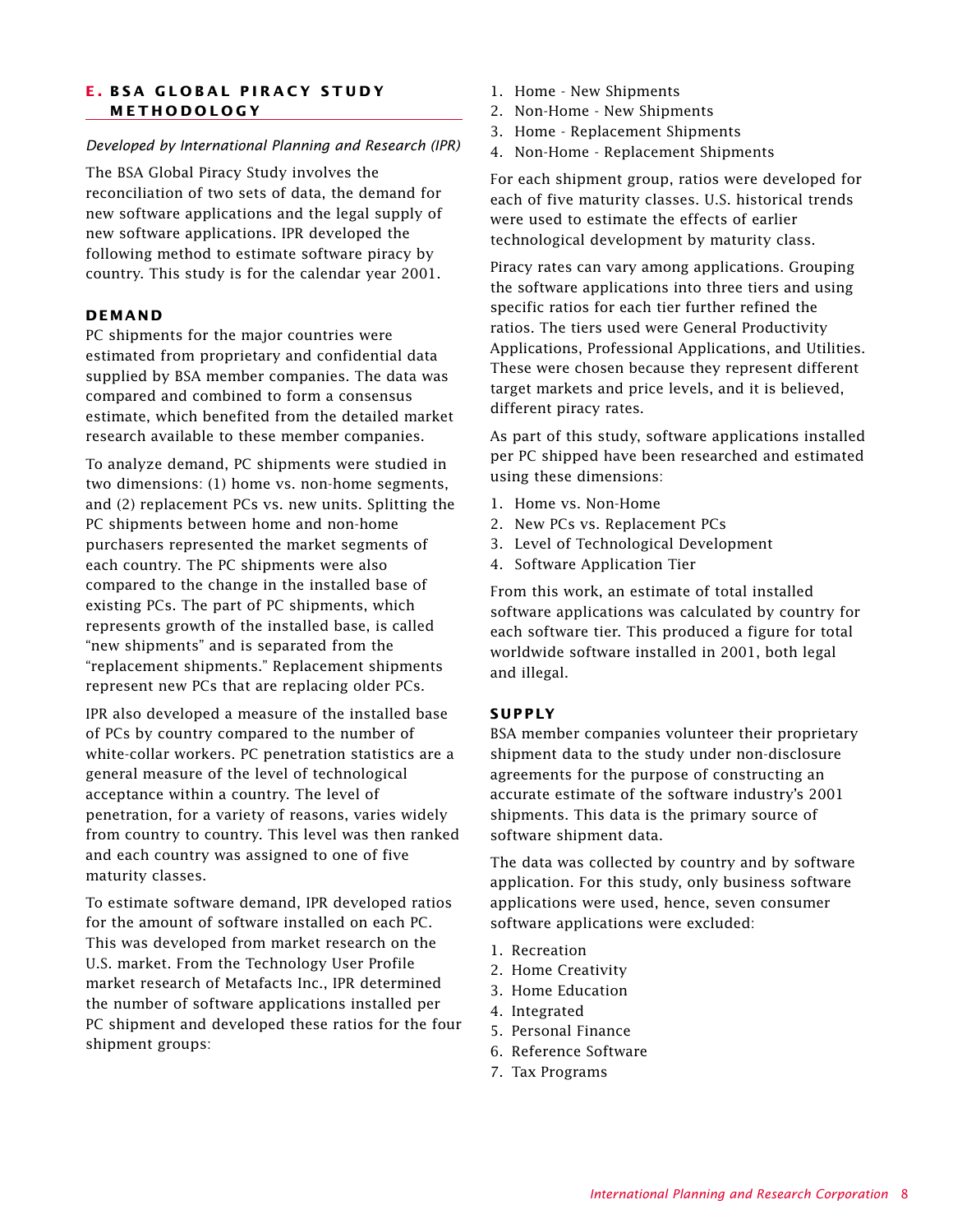## E. BSA GLOBAL PIRACY STUDY METHODOLOGY

*Developed by International Planning and Research (IPR)*

The BSA Global Piracy Study involves the reconciliation of two sets of data, the demand for new software applications and the legal supply of new software applications. IPR developed the following method to estimate software piracy by country. This study is for the calendar year 2001.

### DEMAND

PC shipments for the major countries were estimated from proprietary and confidential data supplied by BSA member companies. The data was compared and combined to form a consensus estimate, which benefited from the detailed market research available to these member companies.

To analyze demand, PC shipments were studied in two dimensions: (1) home vs. non-home segments, and (2) replacement PCs vs. new units. Splitting the PC shipments between home and non-home purchasers represented the market segments of each country. The PC shipments were also compared to the change in the installed base of existing PCs. The part of PC shipments, which represents growth of the installed base, is called "new shipments" and is separated from the "replacement shipments." Replacement shipments represent new PCs that are replacing older PCs.

IPR also developed a measure of the installed base of PCs by country compared to the number of white-collar workers. PC penetration statistics are a general measure of the level of technological acceptance within a country. The level of penetration, for a variety of reasons, varies widely from country to country. This level was then ranked and each country was assigned to one of five maturity classes.

To estimate software demand, IPR developed ratios for the amount of software installed on each PC. This was developed from market research on the U.S. market. From the Technology User Profile market research of Metafacts Inc., IPR determined the number of software applications installed per PC shipment and developed these ratios for the four shipment groups:

1. Home - New Shipments
2. Non-Home - New Shipments
3. Home - Replacement Shipments
4. Non-Home - Replacement Shipments

For each shipment group, ratios were developed for each of five maturity classes. U.S. historical trends were used to estimate the effects of earlier technological development by maturity class.

Piracy rates can vary among applications. Grouping the software applications into three tiers and using specific ratios for each tier further refined the ratios. The tiers used were General Productivity Applications, Professional Applications, and Utilities. These were chosen because they represent different target markets and price levels, and it is believed, different piracy rates.

As part of this study, software applications installed per PC shipped have been researched and estimated using these dimensions:

1. Home vs. Non-Home
2. New PCs vs. Replacement PCs
3. Level of Technological Development
4. Software Application Tier

From this work, an estimate of total installed software applications was calculated by country for each software tier. This produced a figure for total worldwide software installed in 2001, both legal and illegal.

### SUPPLY

BSA member companies volunteer their proprietary shipment data to the study under non-disclosure agreements for the purpose of constructing an accurate estimate of the software industry's 2001 shipments. This data is the primary source of software shipment data.

The data was collected by country and by software application. For this study, only business software applications were used, hence, seven consumer software applications were excluded:

1. Recreation
2. Home Creativity
3. Home Education
4. Integrated
5. Personal Finance
6. Reference Software
7. Tax Programs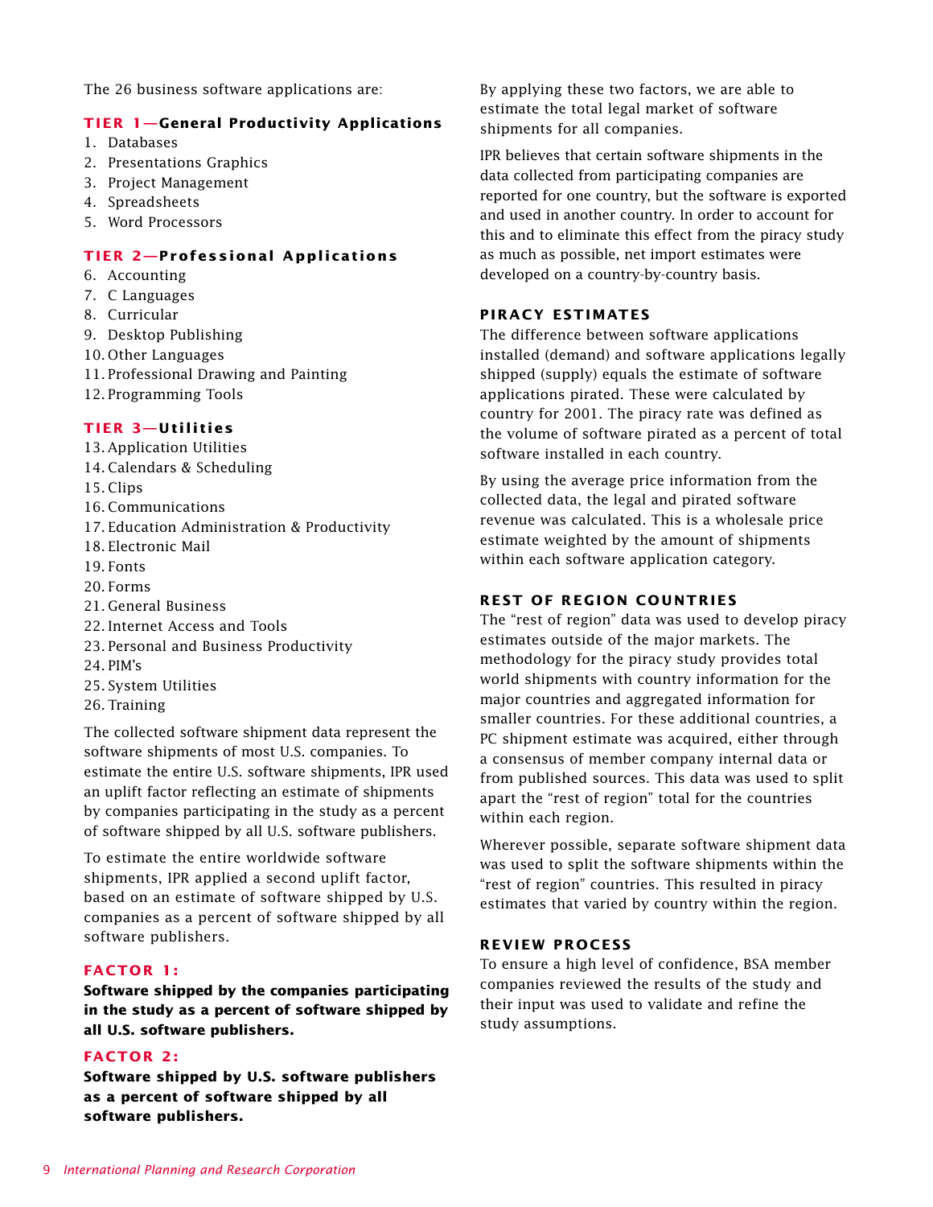The 26 business software applications are:

### TIER 1—General Productivity Applications

1. Databases
2. Presentations Graphics
3. Project Management
4. Spreadsheets
5. Word Processors

### TIER 2—Professional Applications

6. Accounting
7. C Languages
8. Curricular
9. Desktop Publishing
10. Other Languages
11. Professional Drawing and Painting
12. Programming Tools

### TIER 3—Utilities

13. Application Utilities
14. Calendars & Scheduling
15. Clips
16. Communications
17. Education Administration & Productivity
18. Electronic Mail
19. Fonts
20. Forms
21. General Business
22. Internet Access and Tools
23. Personal and Business Productivity
24. PIM's
25. System Utilities
26. Training

The collected software shipment data represent the software shipments of most U.S. companies. To estimate the entire U.S. software shipments, IPR used an uplift factor reflecting an estimate of shipments by companies participating in the study as a percent of software shipped by all U.S. software publishers.

To estimate the entire worldwide software shipments, IPR applied a second uplift factor, based on an estimate of software shipped by U.S. companies as a percent of software shipped by all software publishers.

### FACTOR 1:

**Software shipped by the companies participating in the study as a percent of software shipped by all U.S. software publishers.**

### FACTOR 2:

**Software shipped by U.S. software publishers as a percent of software shipped by all software publishers.**

By applying these two factors, we are able to estimate the total legal market of software shipments for all companies.

IPR believes that certain software shipments in the data collected from participating companies are reported for one country, but the software is exported and used in another country. In order to account for this and to eliminate this effect from the piracy study as much as possible, net import estimates were developed on a country-by-country basis.

### PIRACY ESTIMATES

The difference between software applications installed (demand) and software applications legally shipped (supply) equals the estimate of software applications pirated. These were calculated by country for 2001. The piracy rate was defined as the volume of software pirated as a percent of total software installed in each country.

By using the average price information from the collected data, the legal and pirated software revenue was calculated. This is a wholesale price estimate weighted by the amount of shipments within each software application category.

### REST OF REGION COUNTRIES

The "rest of region" data was used to develop piracy estimates outside of the major markets. The methodology for the piracy study provides total world shipments with country information for the major countries and aggregated information for smaller countries. For these additional countries, a PC shipment estimate was acquired, either through a consensus of member company internal data or from published sources. This data was used to split apart the "rest of region" total for the countries within each region.

Wherever possible, separate software shipment data was used to split the software shipments within the "rest of region" countries. This resulted in piracy estimates that varied by country within the region.

### REVIEW PROCESS

To ensure a high level of confidence, BSA member companies reviewed the results of the study and their input was used to validate and refine the study assumptions.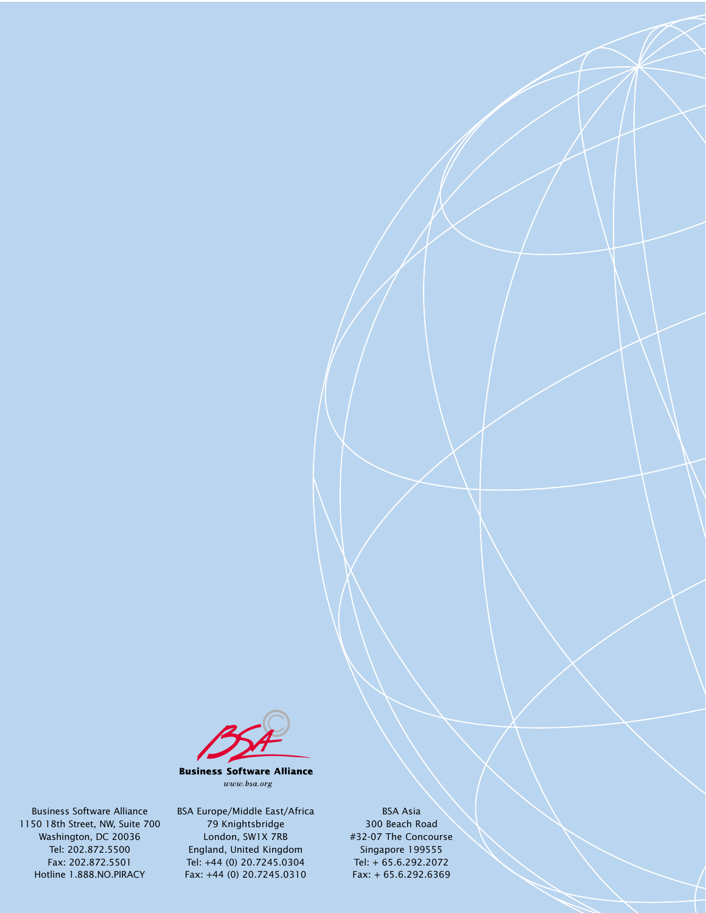**Business Software Alliance**

*www.bsa.org*

Business Software Alliance
1150 18th Street, NW, Suite 700
Washington, DC 20036
Tel: 202.872.5500
Fax: 202.872.5501
Hotline 1.888.NO.PIRACY

BSA Europe/Middle East/Africa
79 Knightsbridge
London, SW1X 7RB
England, United Kingdom
Tel: +44 (0) 20.7245.0304
Fax: +44 (0) 20.7245.0310

BSA Asia
300 Beach Road
#32-07 The Concourse
Singapore 199555
Tel: + 65.6.292.2072
Fax: + 65.6.292.6369